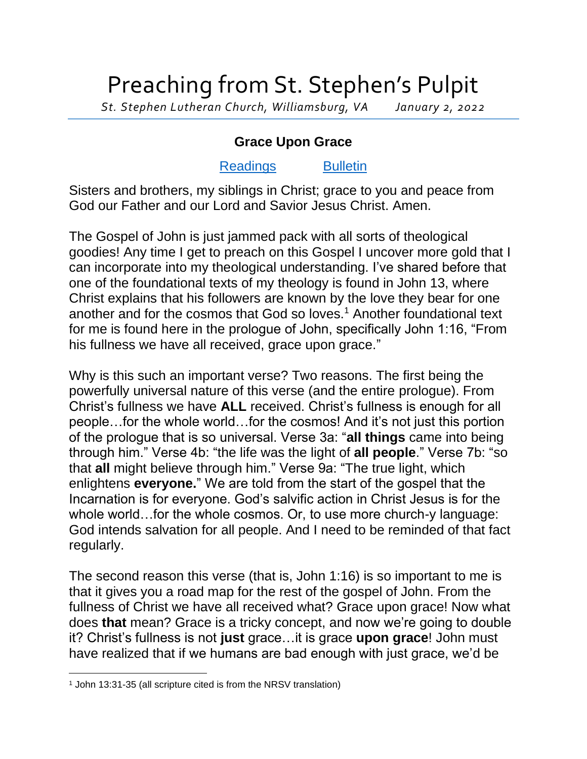# Preaching from St. Stephen's Pulpit

*St. Stephen Lutheran Church, Williamsburg, VA January 2, 2022*

## Grace Upon Grace

Readings Bulletin

Sisters and brothers, my siblings in Christ; grace to you and peace from God our Father and our Lord and Savior Jesus Christ. Amen.

The Gospel of John is just jammed pack with all sorts of theological goodies! Any time I get to preach on this Gospel I uncover more gold that I can incorporate into my theological understanding. I've shared before that one of the foundational texts of my theology is found in John 13, where Christ explains that his followers are known by the love they bear for one another and for the cosmos that God so loves.[1] Another foundational text for me is found here in the prologue of John, specifically John 1:16, "From his fullness we have all received, grace upon grace."

Why is this such an important verse? Two reasons. The first being the powerfully universal nature of this verse (and the entire prologue). From Christ's fullness we have **ALL** received. Christ's fullness is enough for all people…for the whole world…for the cosmos! And it's not just this portion of the prologue that is so universal. Verse 3a: "**all things** came into being through him." Verse 4b: "the life was the light of **all people**." Verse 7b: "so that **all** might believe through him." Verse 9a: "The true light, which enlightens **everyone.**" We are told from the start of the gospel that the Incarnation is for everyone. God's salvific action in Christ Jesus is for the whole world…for the whole cosmos. Or, to use more church-y language: God intends salvation for all people. And I need to be reminded of that fact regularly.

The second reason this verse (that is, John 1:16) is so important to me is that it gives you a road map for the rest of the gospel of John. From the fullness of Christ we have all received what? Grace upon grace! Now what does **that** mean? Grace is a tricky concept, and now we're going to double it? Christ's fullness is not **just** grace…it is grace **upon grace**! John must have realized that if we humans are bad enough with just grace, we'd be

[1] John 13:31-35 (all scripture cited is from the NRSV translation)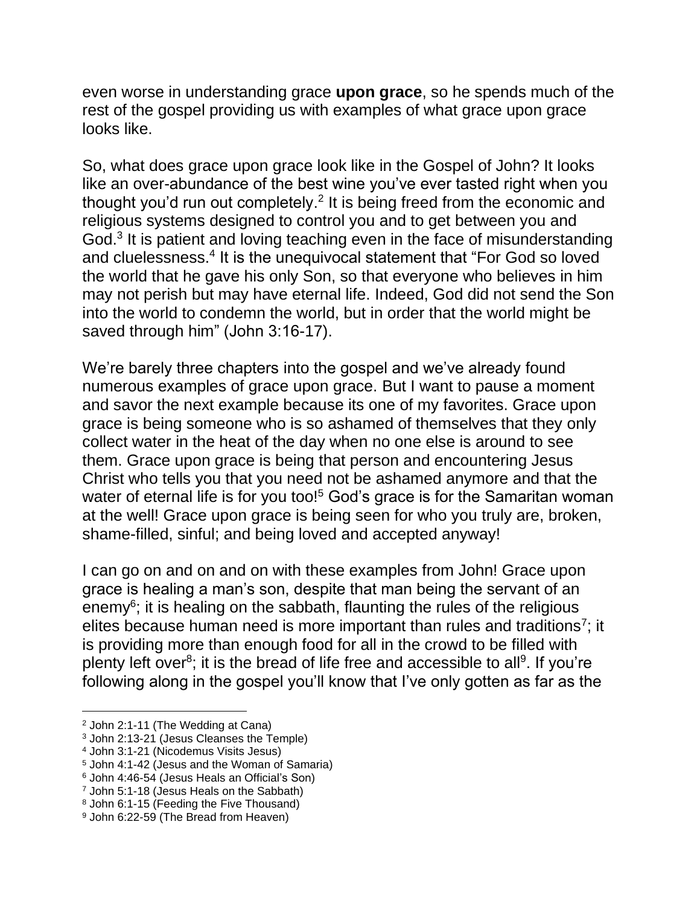even worse in understanding grace **upon grace**, so he spends much of the rest of the gospel providing us with examples of what grace upon grace looks like.

So, what does grace upon grace look like in the Gospel of John? It looks like an over-abundance of the best wine you've ever tasted right when you thought you'd run out completely.[2] It is being freed from the economic and religious systems designed to control you and to get between you and God.[3] It is patient and loving teaching even in the face of misunderstanding and cluelessness.[4] It is the unequivocal statement that "For God so loved the world that he gave his only Son, so that everyone who believes in him may not perish but may have eternal life. Indeed, God did not send the Son into the world to condemn the world, but in order that the world might be saved through him" (John 3:16-17).

We're barely three chapters into the gospel and we've already found numerous examples of grace upon grace. But I want to pause a moment and savor the next example because its one of my favorites. Grace upon grace is being someone who is so ashamed of themselves that they only collect water in the heat of the day when no one else is around to see them. Grace upon grace is being that person and encountering Jesus Christ who tells you that you need not be ashamed anymore and that the water of eternal life is for you too![5] God's grace is for the Samaritan woman at the well! Grace upon grace is being seen for who you truly are, broken, shame-filled, sinful; and being loved and accepted anyway!

I can go on and on and on with these examples from John! Grace upon grace is healing a man's son, despite that man being the servant of an enemy[6]; it is healing on the sabbath, flaunting the rules of the religious elites because human need is more important than rules and traditions[7]; it is providing more than enough food for all in the crowd to be filled with plenty left over[8]; it is the bread of life free and accessible to all[9]. If you're following along in the gospel you'll know that I've only gotten as far as the

[2] John 2:1-11 (The Wedding at Cana)
[3] John 2:13-21 (Jesus Cleanses the Temple)
[4] John 3:1-21 (Nicodemus Visits Jesus)
[5] John 4:1-42 (Jesus and the Woman of Samaria)
[6] John 4:46-54 (Jesus Heals an Official's Son)
[7] John 5:1-18 (Jesus Heals on the Sabbath)
[8] John 6:1-15 (Feeding the Five Thousand)
[9] John 6:22-59 (The Bread from Heaven)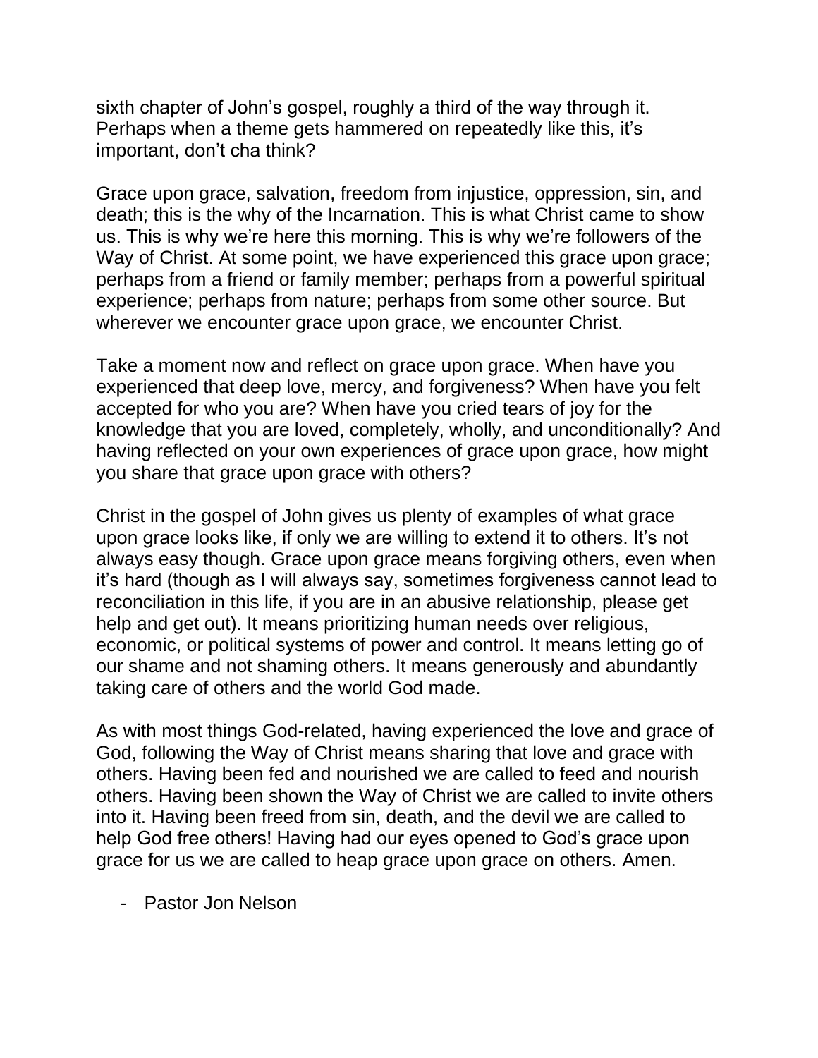sixth chapter of John's gospel, roughly a third of the way through it. Perhaps when a theme gets hammered on repeatedly like this, it's important, don't cha think?

Grace upon grace, salvation, freedom from injustice, oppression, sin, and death; this is the why of the Incarnation. This is what Christ came to show us. This is why we're here this morning. This is why we're followers of the Way of Christ. At some point, we have experienced this grace upon grace; perhaps from a friend or family member; perhaps from a powerful spiritual experience; perhaps from nature; perhaps from some other source. But wherever we encounter grace upon grace, we encounter Christ.

Take a moment now and reflect on grace upon grace. When have you experienced that deep love, mercy, and forgiveness? When have you felt accepted for who you are? When have you cried tears of joy for the knowledge that you are loved, completely, wholly, and unconditionally? And having reflected on your own experiences of grace upon grace, how might you share that grace upon grace with others?

Christ in the gospel of John gives us plenty of examples of what grace upon grace looks like, if only we are willing to extend it to others. It's not always easy though. Grace upon grace means forgiving others, even when it's hard (though as I will always say, sometimes forgiveness cannot lead to reconciliation in this life, if you are in an abusive relationship, please get help and get out). It means prioritizing human needs over religious, economic, or political systems of power and control. It means letting go of our shame and not shaming others. It means generously and abundantly taking care of others and the world God made.

As with most things God-related, having experienced the love and grace of God, following the Way of Christ means sharing that love and grace with others. Having been fed and nourished we are called to feed and nourish others. Having been shown the Way of Christ we are called to invite others into it. Having been freed from sin, death, and the devil we are called to help God free others! Having had our eyes opened to God's grace upon grace for us we are called to heap grace upon grace on others. Amen.

- Pastor Jon Nelson